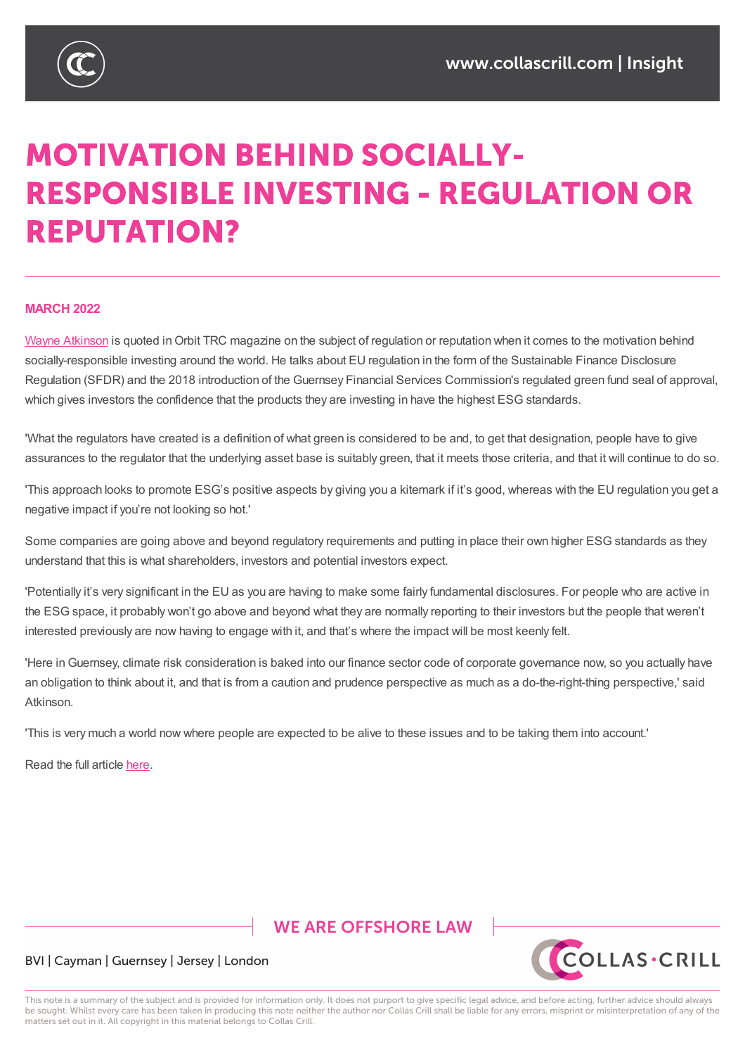# MOTIVATION BEHIND SOCIALLY-RESPONSIBLE INVESTING - REGULATION OR REPUTATION?

**MARCH 2022**

Wayne Atkinson is quoted in Orbit TRC magazine on the subject of regulation or reputation when it comes to the motivation behind socially-responsible investing around the world. He talks about EU regulation in the form of the Sustainable Finance Disclosure Regulation (SFDR) and the 2018 introduction of the Guernsey Financial Services Commission's regulated green fund seal of approval, which gives investors the confidence that the products they are investing in have the highest ESG standards.

'What the regulators have created is a definition of what green is considered to be and, to get that designation, people have to give assurances to the regulator that the underlying asset base is suitably green, that it meets those criteria, and that it will continue to do so.

'This approach looks to promote ESG's positive aspects by giving you a kitemark if it's good, whereas with the EU regulation you get a negative impact if you're not looking so hot.'

Some companies are going above and beyond regulatory requirements and putting in place their own higher ESG standards as they understand that this is what shareholders, investors and potential investors expect.

'Potentially it's very significant in the EU as you are having to make some fairly fundamental disclosures. For people who are active in the ESG space, it probably won't go above and beyond what they are normally reporting to their investors but the people that weren't interested previously are now having to engage with it, and that's where the impact will be most keenly felt.

'Here in Guernsey, climate risk consideration is baked into our finance sector code of corporate governance now, so you actually have an obligation to think about it, and that is from a caution and prudence perspective as much as a do-the-right-thing perspective,' said Atkinson.

'This is very much a world now where people are expected to be alive to these issues and to be taking them into account.'

Read the full article here.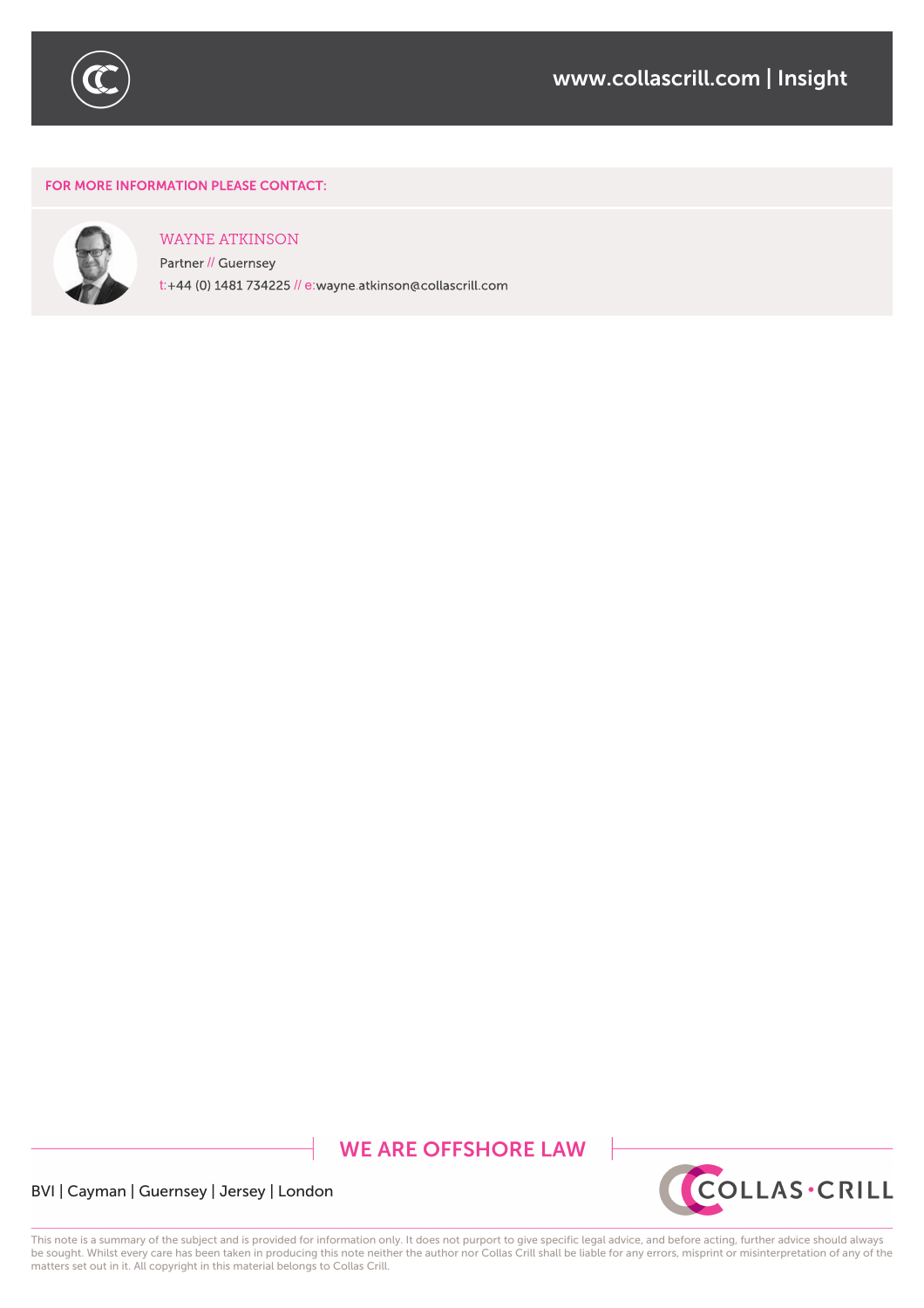FOR MORE INFORMATION PLEASE CONTACT:

WAYNE ATKINSON

Partner // Guernsey

t:+44 (0) 1481 734225 // e:wayne.atkinson@collascrill.com

WE ARE OFFSHORE LAW

BVI | Cayman | Guernsey | Jersey | London

This note is a summary of the subject and is provided for information only. It does not purport to give specific legal advice, and before acting, further advice should always be sought. Whilst every care has been taken in producing this note neither the author nor Collas Crill shall be liable for any errors, misprint or misinterpretation of any of the matters set out in it. All copyright in this material belongs to Collas Crill.